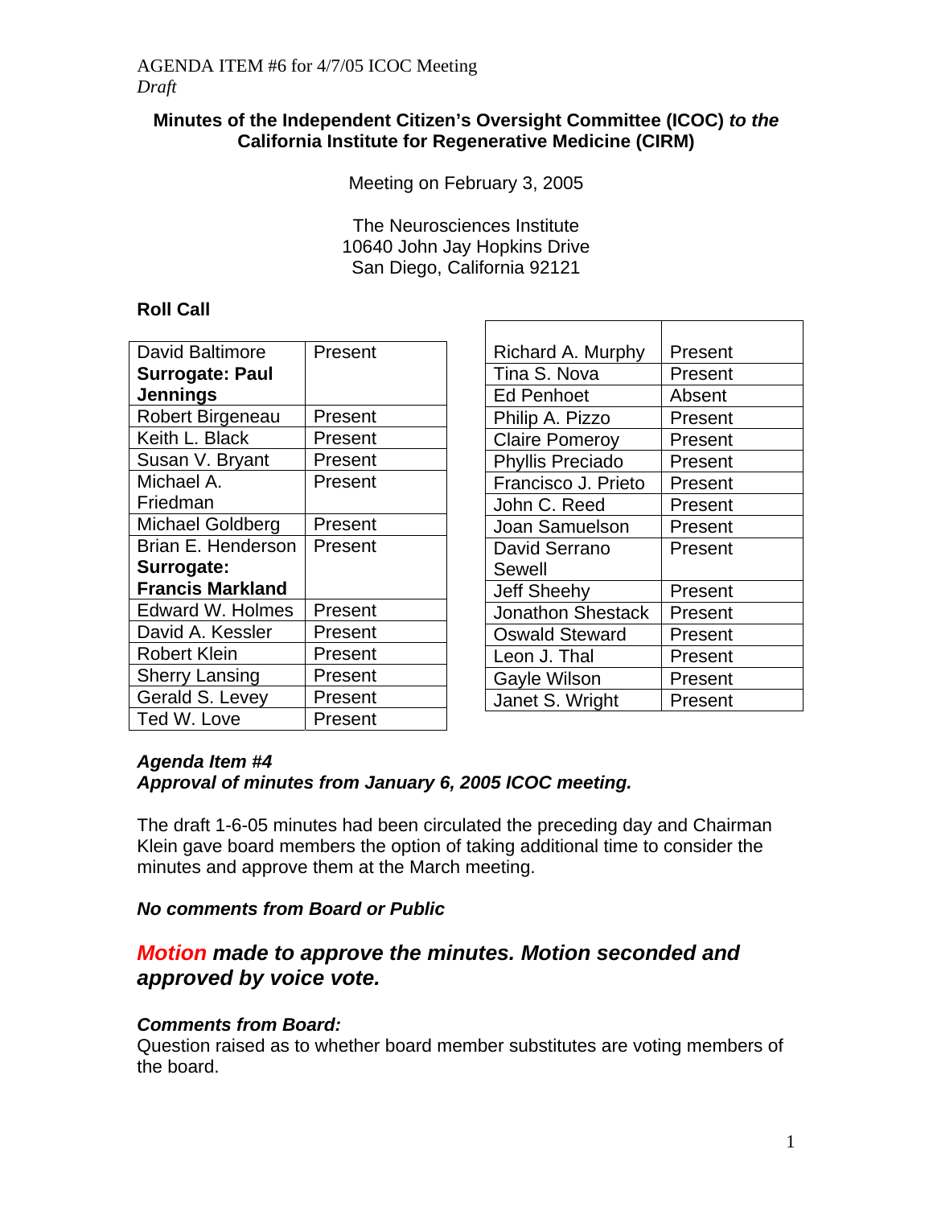AGENDA ITEM #6 for 4/7/05 ICOC Meeting
*Draft*

## Minutes of the Independent Citizen's Oversight Committee (ICOC) *to the* California Institute for Regenerative Medicine (CIRM)

Meeting on February 3, 2005

The Neurosciences Institute
10640 John Jay Hopkins Drive
San Diego, California 92121

### Roll Call

| | |
|---|---|
| David Baltimore **Surrogate: Paul Jennings** | Present |
| Robert Birgeneau | Present |
| Keith L. Black | Present |
| Susan V. Bryant | Present |
| Michael A. Friedman | Present |
| Michael Goldberg | Present |
| Brian E. Henderson **Surrogate: Francis Markland** | Present |
| Edward W. Holmes | Present |
| David A. Kessler | Present |
| Robert Klein | Present |
| Sherry Lansing | Present |
| Gerald S. Levey | Present |
| Ted W. Love | Present |

| | |
|---|---|
| Richard A. Murphy | Present |
| Tina S. Nova | Present |
| Ed Penhoet | Absent |
| Philip A. Pizzo | Present |
| Claire Pomeroy | Present |
| Phyllis Preciado | Present |
| Francisco J. Prieto | Present |
| John C. Reed | Present |
| Joan Samuelson | Present |
| David Serrano Sewell | Present |
| Jeff Sheehy | Present |
| Jonathon Shestack | Present |
| Oswald Steward | Present |
| Leon J. Thal | Present |
| Gayle Wilson | Present |
| Janet S. Wright | Present |

***Agenda Item #4***
***Approval of minutes from January 6, 2005 ICOC meeting.***

The draft 1-6-05 minutes had been circulated the preceding day and Chairman Klein gave board members the option of taking additional time to consider the minutes and approve them at the March meeting.

***No comments from Board or Public***

***Motion made to approve the minutes. Motion seconded and approved by voice vote.***

***Comments from Board:***
Question raised as to whether board member substitutes are voting members of the board.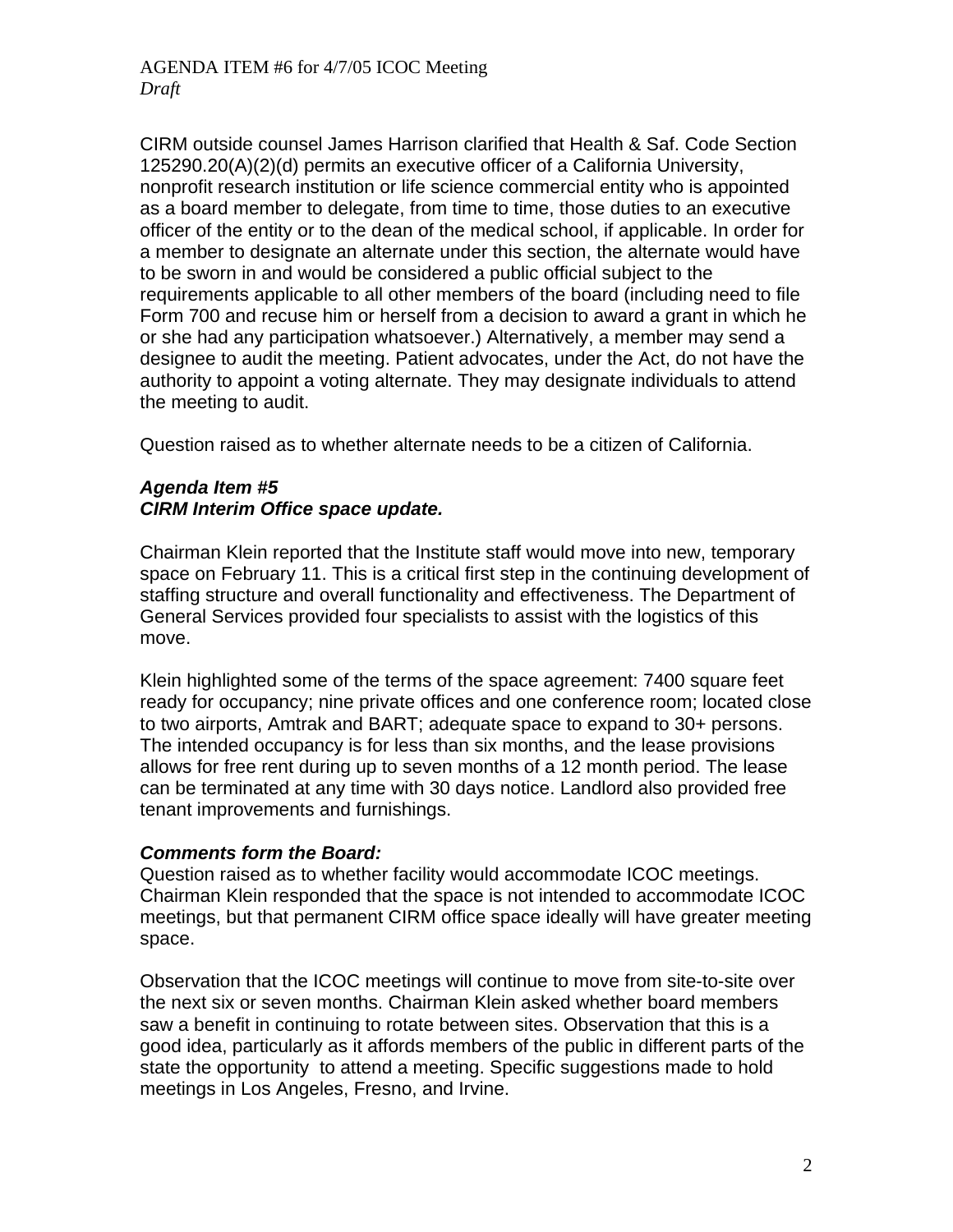CIRM outside counsel James Harrison clarified that Health & Saf. Code Section 125290.20(A)(2)(d) permits an executive officer of a California University, nonprofit research institution or life science commercial entity who is appointed as a board member to delegate, from time to time, those duties to an executive officer of the entity or to the dean of the medical school, if applicable. In order for a member to designate an alternate under this section, the alternate would have to be sworn in and would be considered a public official subject to the requirements applicable to all other members of the board (including need to file Form 700 and recuse him or herself from a decision to award a grant in which he or she had any participation whatsoever.) Alternatively, a member may send a designee to audit the meeting. Patient advocates, under the Act, do not have the authority to appoint a voting alternate. They may designate individuals to attend the meeting to audit.

Question raised as to whether alternate needs to be a citizen of California.

***Agenda Item #5***
***CIRM Interim Office space update.***

Chairman Klein reported that the Institute staff would move into new, temporary space on February 11. This is a critical first step in the continuing development of staffing structure and overall functionality and effectiveness. The Department of General Services provided four specialists to assist with the logistics of this move.

Klein highlighted some of the terms of the space agreement: 7400 square feet ready for occupancy; nine private offices and one conference room; located close to two airports, Amtrak and BART; adequate space to expand to 30+ persons. The intended occupancy is for less than six months, and the lease provisions allows for free rent during up to seven months of a 12 month period. The lease can be terminated at any time with 30 days notice. Landlord also provided free tenant improvements and furnishings.

***Comments form the Board:***
Question raised as to whether facility would accommodate ICOC meetings. Chairman Klein responded that the space is not intended to accommodate ICOC meetings, but that permanent CIRM office space ideally will have greater meeting space.

Observation that the ICOC meetings will continue to move from site-to-site over the next six or seven months. Chairman Klein asked whether board members saw a benefit in continuing to rotate between sites. Observation that this is a good idea, particularly as it affords members of the public in different parts of the state the opportunity to attend a meeting. Specific suggestions made to hold meetings in Los Angeles, Fresno, and Irvine.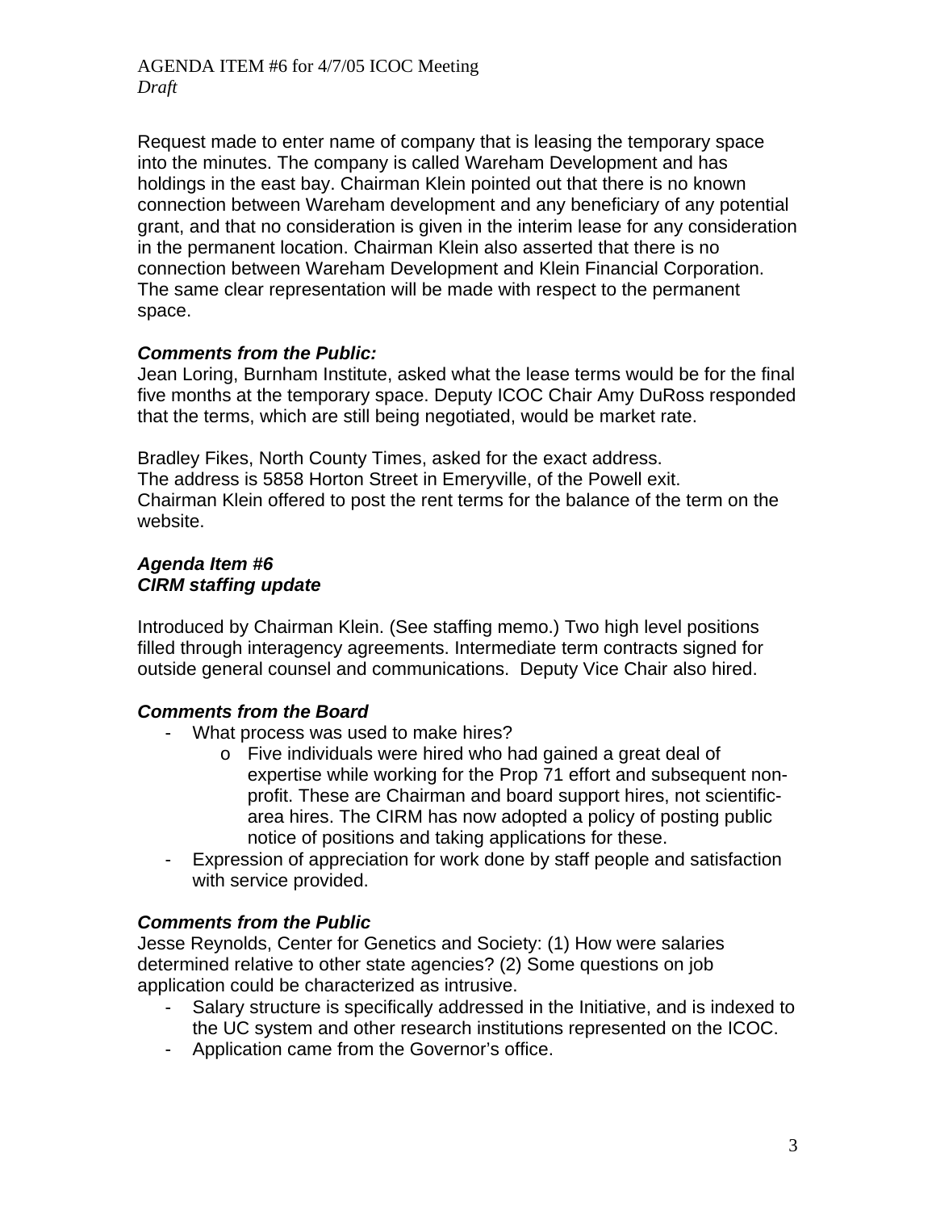AGENDA ITEM #6 for 4/7/05 ICOC Meeting
*Draft*

Request made to enter name of company that is leasing the temporary space into the minutes. The company is called Wareham Development and has holdings in the east bay. Chairman Klein pointed out that there is no known connection between Wareham development and any beneficiary of any potential grant, and that no consideration is given in the interim lease for any consideration in the permanent location. Chairman Klein also asserted that there is no connection between Wareham Development and Klein Financial Corporation. The same clear representation will be made with respect to the permanent space.

***Comments from the Public:***
Jean Loring, Burnham Institute, asked what the lease terms would be for the final five months at the temporary space. Deputy ICOC Chair Amy DuRoss responded that the terms, which are still being negotiated, would be market rate.

Bradley Fikes, North County Times, asked for the exact address.
The address is 5858 Horton Street in Emeryville, of the Powell exit.
Chairman Klein offered to post the rent terms for the balance of the term on the website.

***Agenda Item #6***
***CIRM staffing update***

Introduced by Chairman Klein. (See staffing memo.) Two high level positions filled through interagency agreements. Intermediate term contracts signed for outside general counsel and communications. Deputy Vice Chair also hired.

***Comments from the Board***

- What process was used to make hires?
  - Five individuals were hired who had gained a great deal of expertise while working for the Prop 71 effort and subsequent non-profit. These are Chairman and board support hires, not scientific-area hires. The CIRM has now adopted a policy of posting public notice of positions and taking applications for these.
- Expression of appreciation for work done by staff people and satisfaction with service provided.

***Comments from the Public***
Jesse Reynolds, Center for Genetics and Society: (1) How were salaries determined relative to other state agencies? (2) Some questions on job application could be characterized as intrusive.

- Salary structure is specifically addressed in the Initiative, and is indexed to the UC system and other research institutions represented on the ICOC.
- Application came from the Governor's office.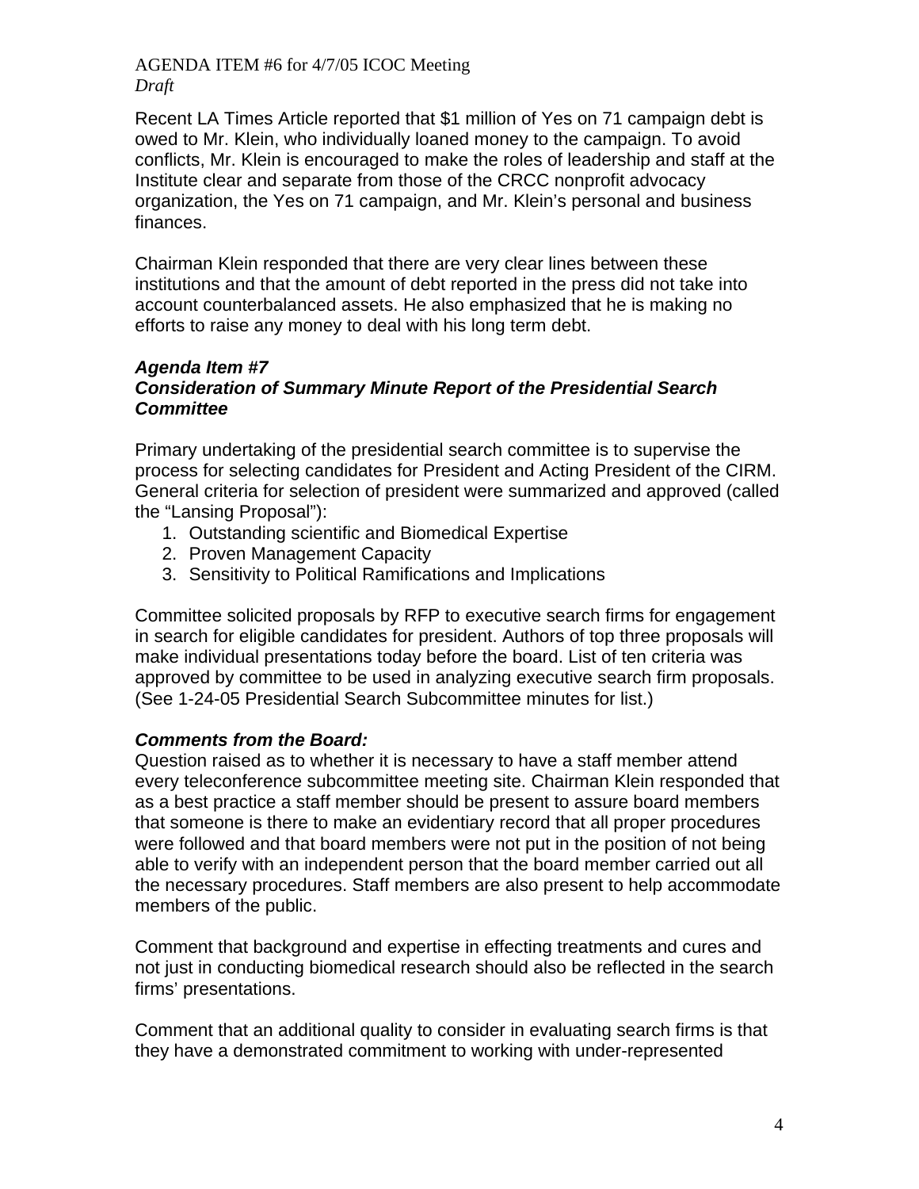Recent LA Times Article reported that $1 million of Yes on 71 campaign debt is owed to Mr. Klein, who individually loaned money to the campaign. To avoid conflicts, Mr. Klein is encouraged to make the roles of leadership and staff at the Institute clear and separate from those of the CRCC nonprofit advocacy organization, the Yes on 71 campaign, and Mr. Klein's personal and business finances.

Chairman Klein responded that there are very clear lines between these institutions and that the amount of debt reported in the press did not take into account counterbalanced assets. He also emphasized that he is making no efforts to raise any money to deal with his long term debt.

### *Agenda Item #7*
### *Consideration of Summary Minute Report of the Presidential Search Committee*

Primary undertaking of the presidential search committee is to supervise the process for selecting candidates for President and Acting President of the CIRM. General criteria for selection of president were summarized and approved (called the "Lansing Proposal"):

1. Outstanding scientific and Biomedical Expertise
2. Proven Management Capacity
3. Sensitivity to Political Ramifications and Implications

Committee solicited proposals by RFP to executive search firms for engagement in search for eligible candidates for president. Authors of top three proposals will make individual presentations today before the board. List of ten criteria was approved by committee to be used in analyzing executive search firm proposals. (See 1-24-05 Presidential Search Subcommittee minutes for list.)

### *Comments from the Board:*

Question raised as to whether it is necessary to have a staff member attend every teleconference subcommittee meeting site. Chairman Klein responded that as a best practice a staff member should be present to assure board members that someone is there to make an evidentiary record that all proper procedures were followed and that board members were not put in the position of not being able to verify with an independent person that the board member carried out all the necessary procedures. Staff members are also present to help accommodate members of the public.

Comment that background and expertise in effecting treatments and cures and not just in conducting biomedical research should also be reflected in the search firms' presentations.

Comment that an additional quality to consider in evaluating search firms is that they have a demonstrated commitment to working with under-represented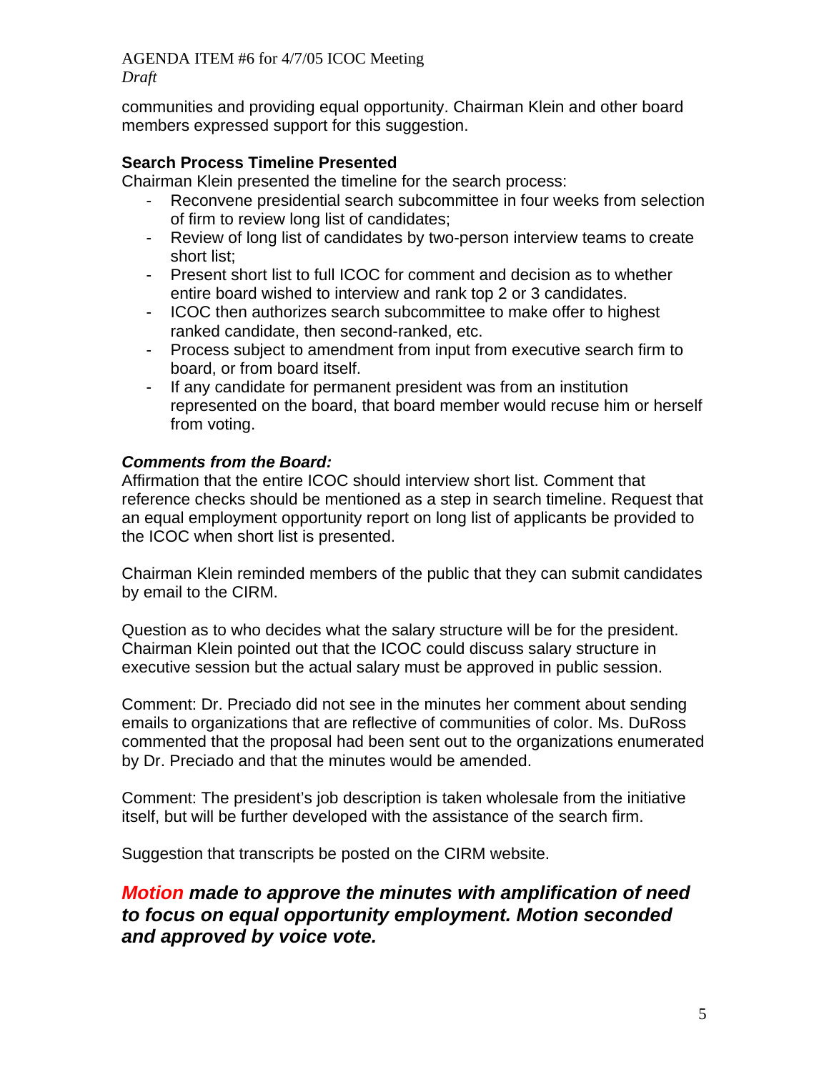communities and providing equal opportunity. Chairman Klein and other board members expressed support for this suggestion.

**Search Process Timeline Presented**

Chairman Klein presented the timeline for the search process:

- Reconvene presidential search subcommittee in four weeks from selection of firm to review long list of candidates;
- Review of long list of candidates by two-person interview teams to create short list;
- Present short list to full ICOC for comment and decision as to whether entire board wished to interview and rank top 2 or 3 candidates.
- ICOC then authorizes search subcommittee to make offer to highest ranked candidate, then second-ranked, etc.
- Process subject to amendment from input from executive search firm to board, or from board itself.
- If any candidate for permanent president was from an institution represented on the board, that board member would recuse him or herself from voting.

***Comments from the Board:***

Affirmation that the entire ICOC should interview short list. Comment that reference checks should be mentioned as a step in search timeline. Request that an equal employment opportunity report on long list of applicants be provided to the ICOC when short list is presented.

Chairman Klein reminded members of the public that they can submit candidates by email to the CIRM.

Question as to who decides what the salary structure will be for the president. Chairman Klein pointed out that the ICOC could discuss salary structure in executive session but the actual salary must be approved in public session.

Comment: Dr. Preciado did not see in the minutes her comment about sending emails to organizations that are reflective of communities of color. Ms. DuRoss commented that the proposal had been sent out to the organizations enumerated by Dr. Preciado and that the minutes would be amended.

Comment: The president's job description is taken wholesale from the initiative itself, but will be further developed with the assistance of the search firm.

Suggestion that transcripts be posted on the CIRM website.

***Motion made to approve the minutes with amplification of need to focus on equal opportunity employment. Motion seconded and approved by voice vote.***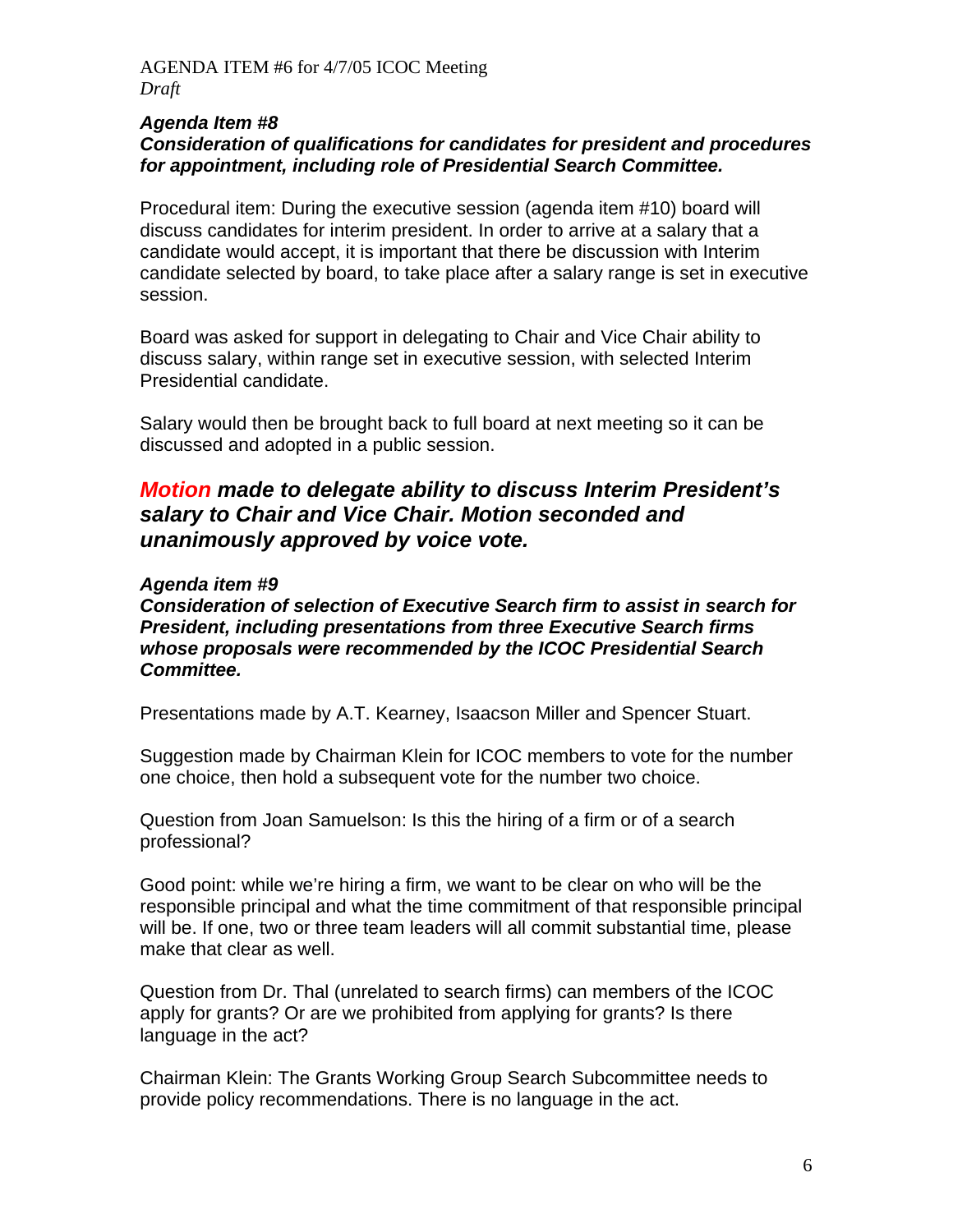AGENDA ITEM #6 for 4/7/05 ICOC Meeting
*Draft*

***Agenda Item #8***
***Consideration of qualifications for candidates for president and procedures for appointment, including role of Presidential Search Committee.***

Procedural item: During the executive session (agenda item #10) board will discuss candidates for interim president. In order to arrive at a salary that a candidate would accept, it is important that there be discussion with Interim candidate selected by board, to take place after a salary range is set in executive session.

Board was asked for support in delegating to Chair and Vice Chair ability to discuss salary, within range set in executive session, with selected Interim Presidential candidate.

Salary would then be brought back to full board at next meeting so it can be discussed and adopted in a public session.

## ***Motion made to delegate ability to discuss Interim President's salary to Chair and Vice Chair. Motion seconded and unanimously approved by voice vote.***

***Agenda item #9***
***Consideration of selection of Executive Search firm to assist in search for President, including presentations from three Executive Search firms whose proposals were recommended by the ICOC Presidential Search Committee.***

Presentations made by A.T. Kearney, Isaacson Miller and Spencer Stuart.

Suggestion made by Chairman Klein for ICOC members to vote for the number one choice, then hold a subsequent vote for the number two choice.

Question from Joan Samuelson: Is this the hiring of a firm or of a search professional?

Good point: while we're hiring a firm, we want to be clear on who will be the responsible principal and what the time commitment of that responsible principal will be. If one, two or three team leaders will all commit substantial time, please make that clear as well.

Question from Dr. Thal (unrelated to search firms) can members of the ICOC apply for grants? Or are we prohibited from applying for grants? Is there language in the act?

Chairman Klein: The Grants Working Group Search Subcommittee needs to provide policy recommendations. There is no language in the act.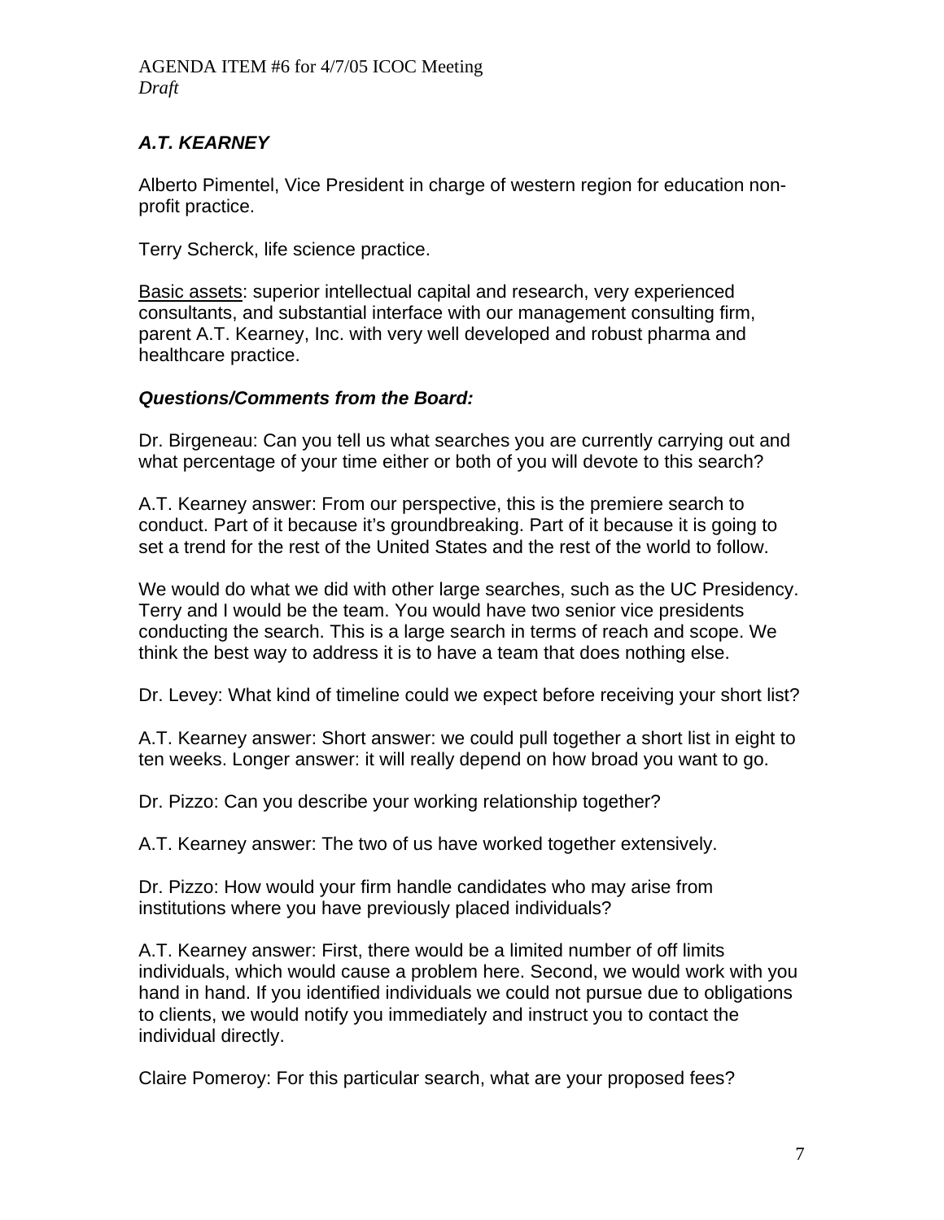## *A.T. KEARNEY*

Alberto Pimentel, Vice President in charge of western region for education non-profit practice.

Terry Scherck, life science practice.

Basic assets: superior intellectual capital and research, very experienced consultants, and substantial interface with our management consulting firm, parent A.T. Kearney, Inc. with very well developed and robust pharma and healthcare practice.

### *Questions/Comments from the Board:*

Dr. Birgeneau: Can you tell us what searches you are currently carrying out and what percentage of your time either or both of you will devote to this search?

A.T. Kearney answer: From our perspective, this is the premiere search to conduct. Part of it because it's groundbreaking. Part of it because it is going to set a trend for the rest of the United States and the rest of the world to follow.

We would do what we did with other large searches, such as the UC Presidency. Terry and I would be the team. You would have two senior vice presidents conducting the search. This is a large search in terms of reach and scope. We think the best way to address it is to have a team that does nothing else.

Dr. Levey: What kind of timeline could we expect before receiving your short list?

A.T. Kearney answer: Short answer: we could pull together a short list in eight to ten weeks. Longer answer: it will really depend on how broad you want to go.

Dr. Pizzo: Can you describe your working relationship together?

A.T. Kearney answer: The two of us have worked together extensively.

Dr. Pizzo: How would your firm handle candidates who may arise from institutions where you have previously placed individuals?

A.T. Kearney answer: First, there would be a limited number of off limits individuals, which would cause a problem here. Second, we would work with you hand in hand. If you identified individuals we could not pursue due to obligations to clients, we would notify you immediately and instruct you to contact the individual directly.

Claire Pomeroy: For this particular search, what are your proposed fees?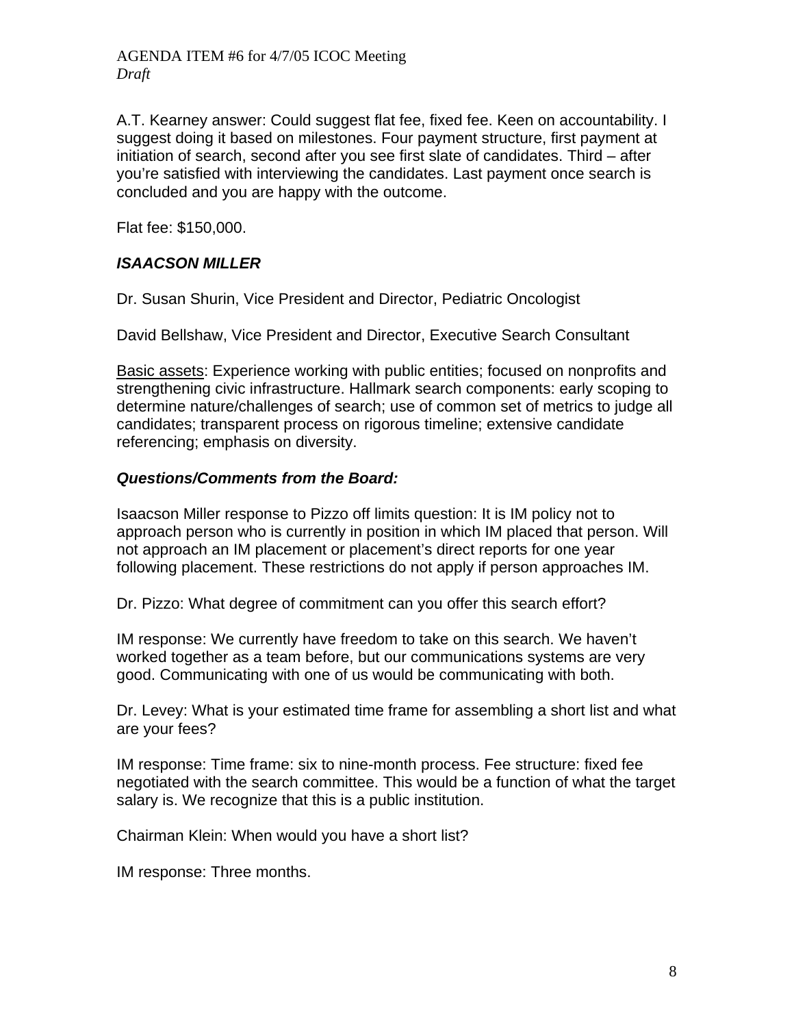A.T. Kearney answer: Could suggest flat fee, fixed fee. Keen on accountability. I suggest doing it based on milestones. Four payment structure, first payment at initiation of search, second after you see first slate of candidates. Third – after you're satisfied with interviewing the candidates. Last payment once search is concluded and you are happy with the outcome.

Flat fee: $150,000.

### ***ISAACSON MILLER***

Dr. Susan Shurin, Vice President and Director, Pediatric Oncologist

David Bellshaw, Vice President and Director, Executive Search Consultant

<u>Basic assets</u>: Experience working with public entities; focused on nonprofits and strengthening civic infrastructure. Hallmark search components: early scoping to determine nature/challenges of search; use of common set of metrics to judge all candidates; transparent process on rigorous timeline; extensive candidate referencing; emphasis on diversity.

### ***Questions/Comments from the Board:***

Isaacson Miller response to Pizzo off limits question: It is IM policy not to approach person who is currently in position in which IM placed that person. Will not approach an IM placement or placement's direct reports for one year following placement. These restrictions do not apply if person approaches IM.

Dr. Pizzo: What degree of commitment can you offer this search effort?

IM response: We currently have freedom to take on this search. We haven't worked together as a team before, but our communications systems are very good. Communicating with one of us would be communicating with both.

Dr. Levey: What is your estimated time frame for assembling a short list and what are your fees?

IM response: Time frame: six to nine-month process. Fee structure: fixed fee negotiated with the search committee. This would be a function of what the target salary is. We recognize that this is a public institution.

Chairman Klein: When would you have a short list?

IM response: Three months.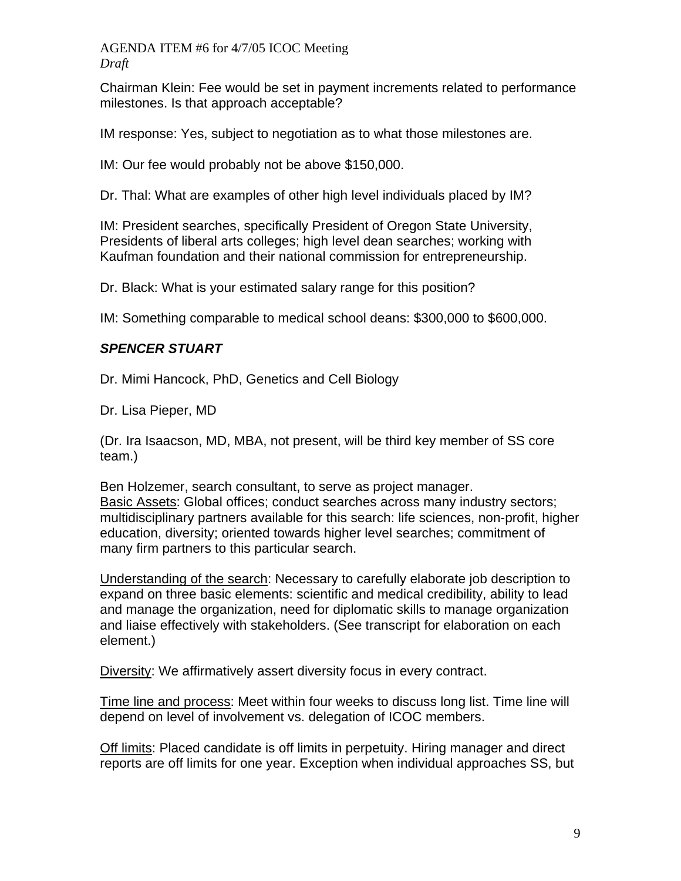Chairman Klein: Fee would be set in payment increments related to performance milestones. Is that approach acceptable?

IM response: Yes, subject to negotiation as to what those milestones are.

IM: Our fee would probably not be above $150,000.

Dr. Thal: What are examples of other high level individuals placed by IM?

IM: President searches, specifically President of Oregon State University, Presidents of liberal arts colleges; high level dean searches; working with Kaufman foundation and their national commission for entrepreneurship.

Dr. Black: What is your estimated salary range for this position?

IM: Something comparable to medical school deans: $300,000 to $600,000.

### ***SPENCER STUART***

Dr. Mimi Hancock, PhD, Genetics and Cell Biology

Dr. Lisa Pieper, MD

(Dr. Ira Isaacson, MD, MBA, not present, will be third key member of SS core team.)

Ben Holzemer, search consultant, to serve as project manager.
Basic Assets: Global offices; conduct searches across many industry sectors; multidisciplinary partners available for this search: life sciences, non-profit, higher education, diversity; oriented towards higher level searches; commitment of many firm partners to this particular search.

Understanding of the search: Necessary to carefully elaborate job description to expand on three basic elements: scientific and medical credibility, ability to lead and manage the organization, need for diplomatic skills to manage organization and liaise effectively with stakeholders. (See transcript for elaboration on each element.)

Diversity: We affirmatively assert diversity focus in every contract.

Time line and process: Meet within four weeks to discuss long list. Time line will depend on level of involvement vs. delegation of ICOC members.

Off limits: Placed candidate is off limits in perpetuity. Hiring manager and direct reports are off limits for one year. Exception when individual approaches SS, but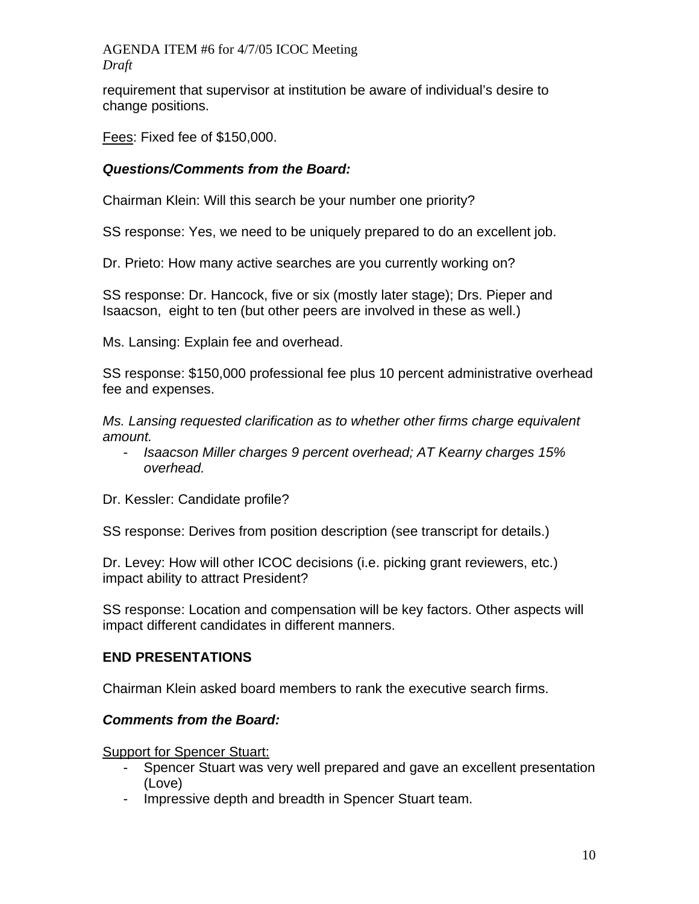requirement that supervisor at institution be aware of individual's desire to change positions.

Fees: Fixed fee of $150,000.

***Questions/Comments from the Board:***

Chairman Klein: Will this search be your number one priority?

SS response: Yes, we need to be uniquely prepared to do an excellent job.

Dr. Prieto: How many active searches are you currently working on?

SS response: Dr. Hancock, five or six (mostly later stage); Drs. Pieper and Isaacson, eight to ten (but other peers are involved in these as well.)

Ms. Lansing: Explain fee and overhead.

SS response: $150,000 professional fee plus 10 percent administrative overhead fee and expenses.

*Ms. Lansing requested clarification as to whether other firms charge equivalent amount.*

- *Isaacson Miller charges 9 percent overhead; AT Kearny charges 15% overhead.*

Dr. Kessler: Candidate profile?

SS response: Derives from position description (see transcript for details.)

Dr. Levey: How will other ICOC decisions (i.e. picking grant reviewers, etc.) impact ability to attract President?

SS response: Location and compensation will be key factors. Other aspects will impact different candidates in different manners.

**END PRESENTATIONS**

Chairman Klein asked board members to rank the executive search firms.

***Comments from the Board:***

Support for Spencer Stuart:

- Spencer Stuart was very well prepared and gave an excellent presentation (Love)
- Impressive depth and breadth in Spencer Stuart team.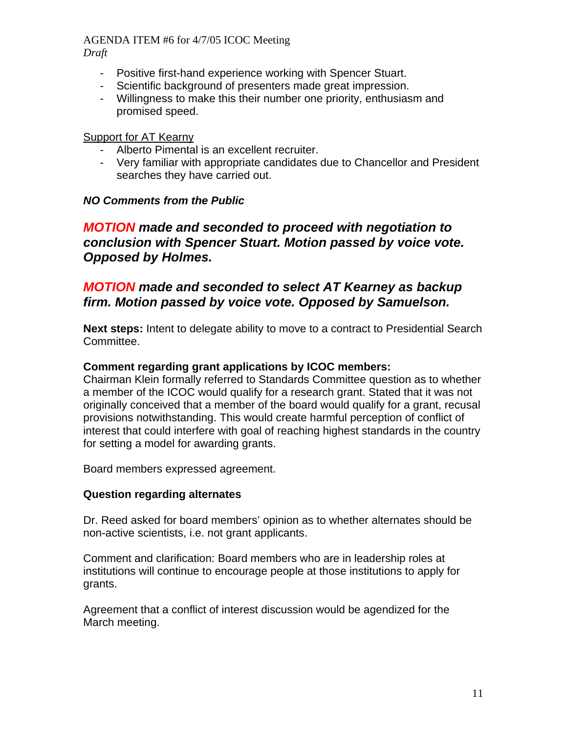- Positive first-hand experience working with Spencer Stuart.
- Scientific background of presenters made great impression.
- Willingness to make this their number one priority, enthusiasm and promised speed.

<u>Support for AT Kearny</u>

- Alberto Pimental is an excellent recruiter.
- Very familiar with appropriate candidates due to Chancellor and President searches they have carried out.

***NO Comments from the Public***

### ***MOTION made and seconded to proceed with negotiation to conclusion with Spencer Stuart. Motion passed by voice vote. Opposed by Holmes.***

### ***MOTION made and seconded to select AT Kearney as backup firm. Motion passed by voice vote. Opposed by Samuelson.***

**Next steps:** Intent to delegate ability to move to a contract to Presidential Search Committee.

**Comment regarding grant applications by ICOC members:**
Chairman Klein formally referred to Standards Committee question as to whether a member of the ICOC would qualify for a research grant. Stated that it was not originally conceived that a member of the board would qualify for a grant, recusal provisions notwithstanding. This would create harmful perception of conflict of interest that could interfere with goal of reaching highest standards in the country for setting a model for awarding grants.

Board members expressed agreement.

**Question regarding alternates**

Dr. Reed asked for board members' opinion as to whether alternates should be non-active scientists, i.e. not grant applicants.

Comment and clarification: Board members who are in leadership roles at institutions will continue to encourage people at those institutions to apply for grants.

Agreement that a conflict of interest discussion would be agendized for the March meeting.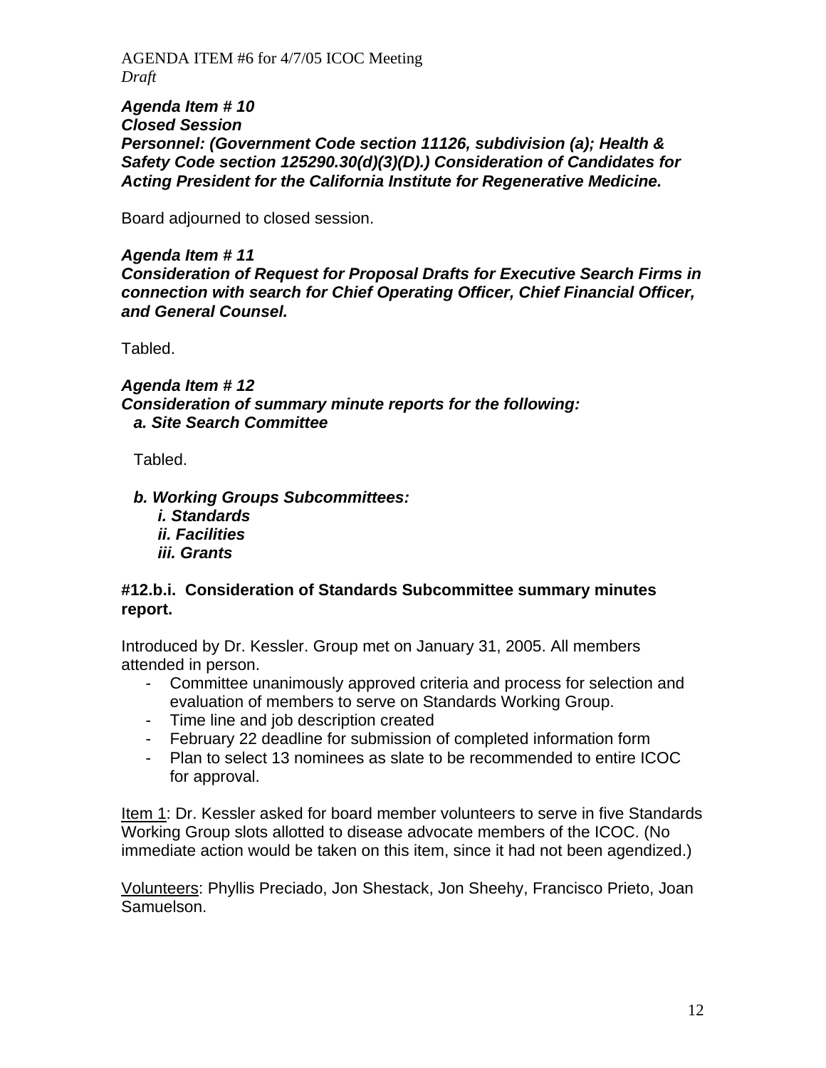*Agenda Item # 10*
***Closed Session***
***Personnel: (Government Code section 11126, subdivision (a); Health & Safety Code section 125290.30(d)(3)(D).) Consideration of Candidates for Acting President for the California Institute for Regenerative Medicine.***

Board adjourned to closed session.

***Agenda Item # 11***
***Consideration of Request for Proposal Drafts for Executive Search Firms in connection with search for Chief Operating Officer, Chief Financial Officer, and General Counsel.***

Tabled.

***Agenda Item # 12***
***Consideration of summary minute reports for the following:***
***a. Site Search Committee***

Tabled.

***b. Working Groups Subcommittees:***
***i. Standards***
***ii. Facilities***
***iii. Grants***

**#12.b.i. Consideration of Standards Subcommittee summary minutes report.**

Introduced by Dr. Kessler. Group met on January 31, 2005. All members attended in person.

- Committee unanimously approved criteria and process for selection and evaluation of members to serve on Standards Working Group.
- Time line and job description created
- February 22 deadline for submission of completed information form
- Plan to select 13 nominees as slate to be recommended to entire ICOC for approval.

<u>Item 1</u>: Dr. Kessler asked for board member volunteers to serve in five Standards Working Group slots allotted to disease advocate members of the ICOC. (No immediate action would be taken on this item, since it had not been agendized.)

<u>Volunteers</u>: Phyllis Preciado, Jon Shestack, Jon Sheehy, Francisco Prieto, Joan Samuelson.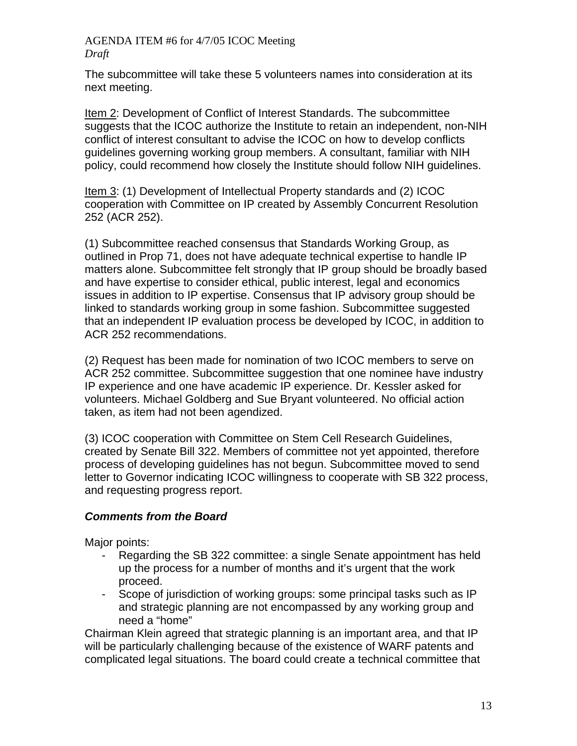The subcommittee will take these 5 volunteers names into consideration at its next meeting.

Item 2: Development of Conflict of Interest Standards. The subcommittee suggests that the ICOC authorize the Institute to retain an independent, non-NIH conflict of interest consultant to advise the ICOC on how to develop conflicts guidelines governing working group members. A consultant, familiar with NIH policy, could recommend how closely the Institute should follow NIH guidelines.

Item 3: (1) Development of Intellectual Property standards and (2) ICOC cooperation with Committee on IP created by Assembly Concurrent Resolution 252 (ACR 252).

(1) Subcommittee reached consensus that Standards Working Group, as outlined in Prop 71, does not have adequate technical expertise to handle IP matters alone. Subcommittee felt strongly that IP group should be broadly based and have expertise to consider ethical, public interest, legal and economics issues in addition to IP expertise. Consensus that IP advisory group should be linked to standards working group in some fashion. Subcommittee suggested that an independent IP evaluation process be developed by ICOC, in addition to ACR 252 recommendations.

(2) Request has been made for nomination of two ICOC members to serve on ACR 252 committee. Subcommittee suggestion that one nominee have industry IP experience and one have academic IP experience. Dr. Kessler asked for volunteers. Michael Goldberg and Sue Bryant volunteered. No official action taken, as item had not been agendized.

(3) ICOC cooperation with Committee on Stem Cell Research Guidelines, created by Senate Bill 322. Members of committee not yet appointed, therefore process of developing guidelines has not begun. Subcommittee moved to send letter to Governor indicating ICOC willingness to cooperate with SB 322 process, and requesting progress report.

### ***Comments from the Board***

Major points:

- Regarding the SB 322 committee: a single Senate appointment has held up the process for a number of months and it's urgent that the work proceed.
- Scope of jurisdiction of working groups: some principal tasks such as IP and strategic planning are not encompassed by any working group and need a "home"

Chairman Klein agreed that strategic planning is an important area, and that IP will be particularly challenging because of the existence of WARF patents and complicated legal situations. The board could create a technical committee that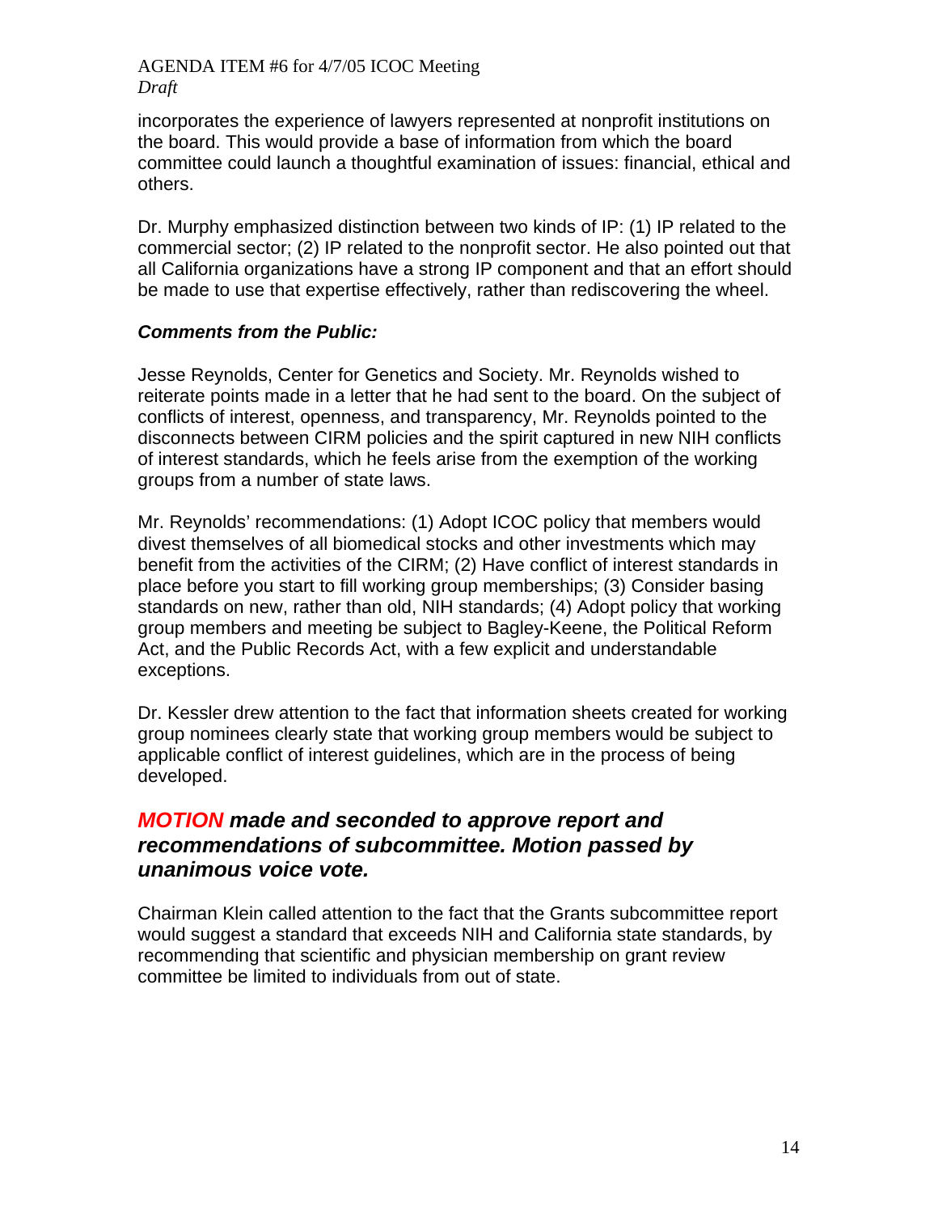incorporates the experience of lawyers represented at nonprofit institutions on the board. This would provide a base of information from which the board committee could launch a thoughtful examination of issues: financial, ethical and others.

Dr. Murphy emphasized distinction between two kinds of IP: (1) IP related to the commercial sector; (2) IP related to the nonprofit sector. He also pointed out that all California organizations have a strong IP component and that an effort should be made to use that expertise effectively, rather than rediscovering the wheel.

***Comments from the Public:***

Jesse Reynolds, Center for Genetics and Society. Mr. Reynolds wished to reiterate points made in a letter that he had sent to the board. On the subject of conflicts of interest, openness, and transparency, Mr. Reynolds pointed to the disconnects between CIRM policies and the spirit captured in new NIH conflicts of interest standards, which he feels arise from the exemption of the working groups from a number of state laws.

Mr. Reynolds' recommendations: (1) Adopt ICOC policy that members would divest themselves of all biomedical stocks and other investments which may benefit from the activities of the CIRM; (2) Have conflict of interest standards in place before you start to fill working group memberships; (3) Consider basing standards on new, rather than old, NIH standards; (4) Adopt policy that working group members and meeting be subject to Bagley-Keene, the Political Reform Act, and the Public Records Act, with a few explicit and understandable exceptions.

Dr. Kessler drew attention to the fact that information sheets created for working group nominees clearly state that working group members would be subject to applicable conflict of interest guidelines, which are in the process of being developed.

### ***MOTION made and seconded to approve report and recommendations of subcommittee. Motion passed by unanimous voice vote.***

Chairman Klein called attention to the fact that the Grants subcommittee report would suggest a standard that exceeds NIH and California state standards, by recommending that scientific and physician membership on grant review committee be limited to individuals from out of state.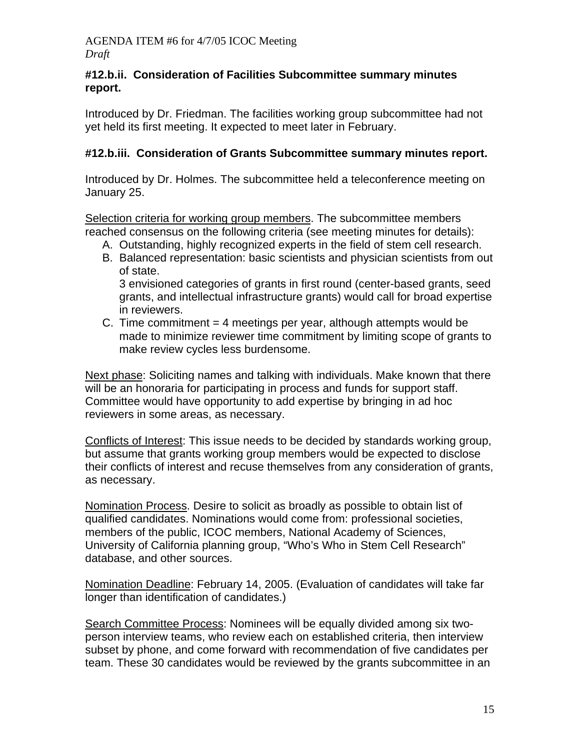AGENDA ITEM #6 for 4/7/05 ICOC Meeting
*Draft*

**#12.b.ii. Consideration of Facilities Subcommittee summary minutes report.**

Introduced by Dr. Friedman. The facilities working group subcommittee had not yet held its first meeting. It expected to meet later in February.

**#12.b.iii. Consideration of Grants Subcommittee summary minutes report.**

Introduced by Dr. Holmes. The subcommittee held a teleconference meeting on January 25.

Selection criteria for working group members. The subcommittee members reached consensus on the following criteria (see meeting minutes for details):

A. Outstanding, highly recognized experts in the field of stem cell research.
B. Balanced representation: basic scientists and physician scientists from out of state.
   3 envisioned categories of grants in first round (center-based grants, seed grants, and intellectual infrastructure grants) would call for broad expertise in reviewers.
C. Time commitment = 4 meetings per year, although attempts would be made to minimize reviewer time commitment by limiting scope of grants to make review cycles less burdensome.

Next phase: Soliciting names and talking with individuals. Make known that there will be an honoraria for participating in process and funds for support staff. Committee would have opportunity to add expertise by bringing in ad hoc reviewers in some areas, as necessary.

Conflicts of Interest: This issue needs to be decided by standards working group, but assume that grants working group members would be expected to disclose their conflicts of interest and recuse themselves from any consideration of grants, as necessary.

Nomination Process. Desire to solicit as broadly as possible to obtain list of qualified candidates. Nominations would come from: professional societies, members of the public, ICOC members, National Academy of Sciences, University of California planning group, "Who's Who in Stem Cell Research" database, and other sources.

Nomination Deadline: February 14, 2005. (Evaluation of candidates will take far longer than identification of candidates.)

Search Committee Process: Nominees will be equally divided among six two-person interview teams, who review each on established criteria, then interview subset by phone, and come forward with recommendation of five candidates per team. These 30 candidates would be reviewed by the grants subcommittee in an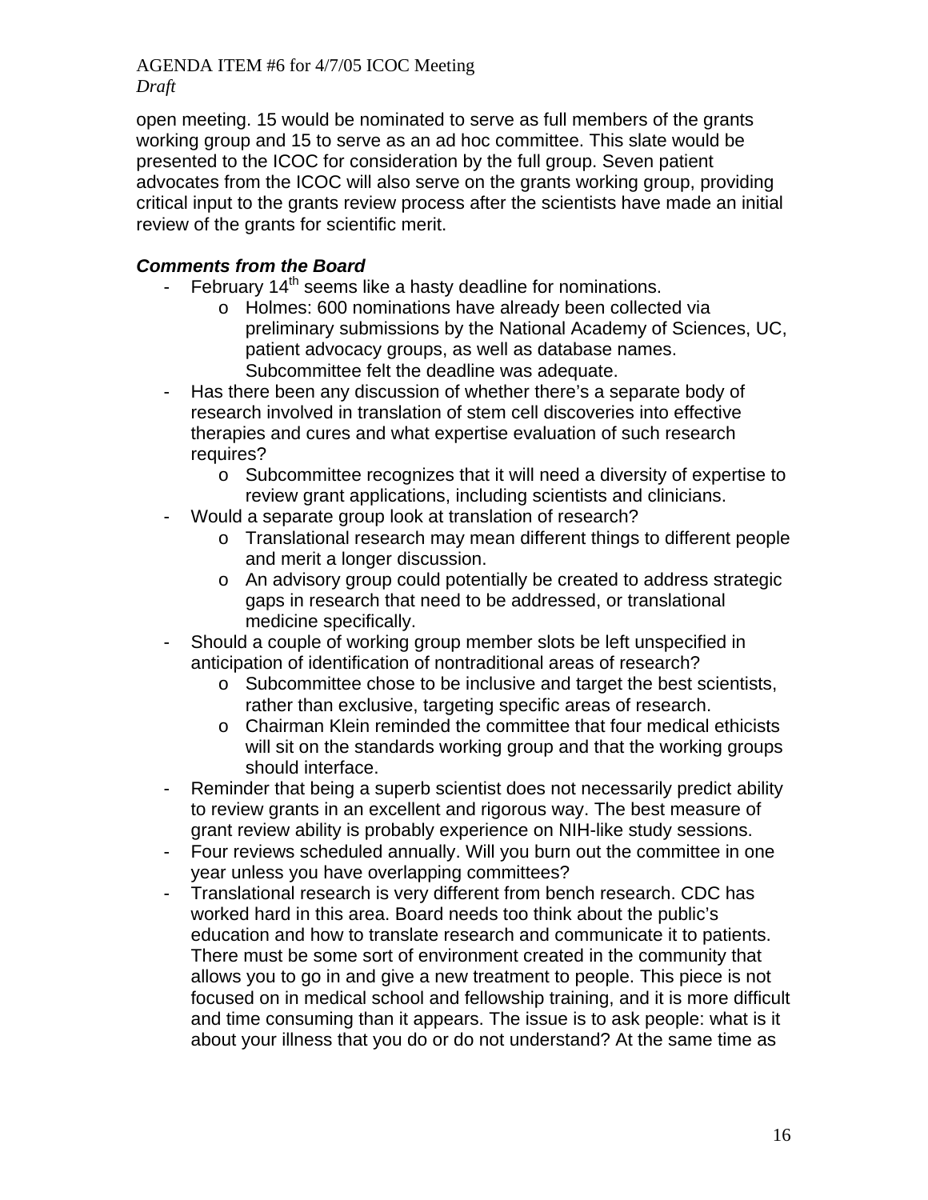open meeting. 15 would be nominated to serve as full members of the grants working group and 15 to serve as an ad hoc committee. This slate would be presented to the ICOC for consideration by the full group. Seven patient advocates from the ICOC will also serve on the grants working group, providing critical input to the grants review process after the scientists have made an initial review of the grants for scientific merit.

***Comments from the Board***

- February 14th seems like a hasty deadline for nominations.
  - Holmes: 600 nominations have already been collected via preliminary submissions by the National Academy of Sciences, UC, patient advocacy groups, as well as database names. Subcommittee felt the deadline was adequate.
- Has there been any discussion of whether there's a separate body of research involved in translation of stem cell discoveries into effective therapies and cures and what expertise evaluation of such research requires?
  - Subcommittee recognizes that it will need a diversity of expertise to review grant applications, including scientists and clinicians.
- Would a separate group look at translation of research?
  - Translational research may mean different things to different people and merit a longer discussion.
  - An advisory group could potentially be created to address strategic gaps in research that need to be addressed, or translational medicine specifically.
- Should a couple of working group member slots be left unspecified in anticipation of identification of nontraditional areas of research?
  - Subcommittee chose to be inclusive and target the best scientists, rather than exclusive, targeting specific areas of research.
  - Chairman Klein reminded the committee that four medical ethicists will sit on the standards working group and that the working groups should interface.
- Reminder that being a superb scientist does not necessarily predict ability to review grants in an excellent and rigorous way. The best measure of grant review ability is probably experience on NIH-like study sessions.
- Four reviews scheduled annually. Will you burn out the committee in one year unless you have overlapping committees?
- Translational research is very different from bench research. CDC has worked hard in this area. Board needs too think about the public's education and how to translate research and communicate it to patients. There must be some sort of environment created in the community that allows you to go in and give a new treatment to people. This piece is not focused on in medical school and fellowship training, and it is more difficult and time consuming than it appears. The issue is to ask people: what is it about your illness that you do or do not understand? At the same time as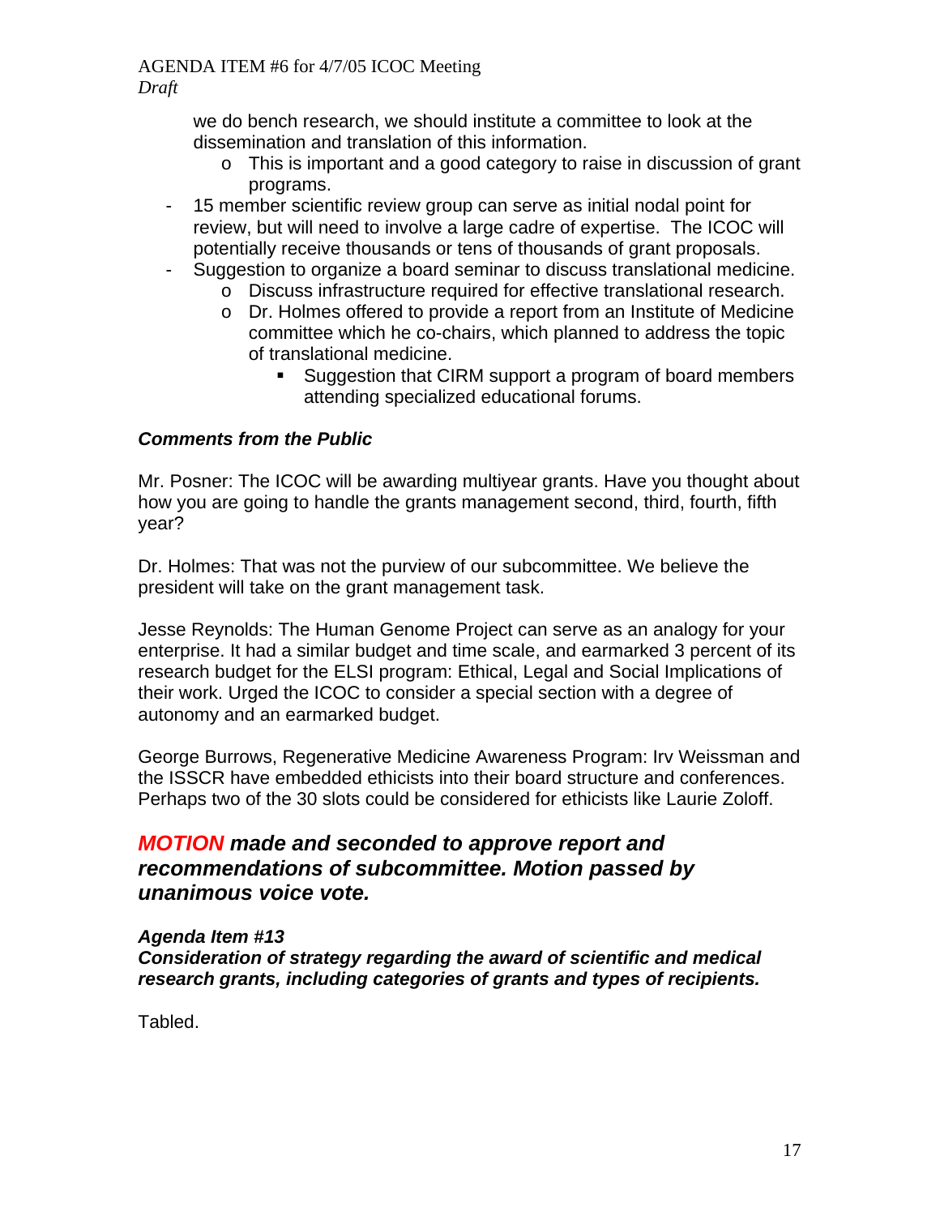we do bench research, we should institute a committee to look at the dissemination and translation of this information.
    - This is important and a good category to raise in discussion of grant programs.
- 15 member scientific review group can serve as initial nodal point for review, but will need to involve a large cadre of expertise. The ICOC will potentially receive thousands or tens of thousands of grant proposals.
- Suggestion to organize a board seminar to discuss translational medicine.
    - Discuss infrastructure required for effective translational research.
    - Dr. Holmes offered to provide a report from an Institute of Medicine committee which he co-chairs, which planned to address the topic of translational medicine.
        - Suggestion that CIRM support a program of board members attending specialized educational forums.

***Comments from the Public***

Mr. Posner: The ICOC will be awarding multiyear grants. Have you thought about how you are going to handle the grants management second, third, fourth, fifth year?

Dr. Holmes: That was not the purview of our subcommittee. We believe the president will take on the grant management task.

Jesse Reynolds: The Human Genome Project can serve as an analogy for your enterprise. It had a similar budget and time scale, and earmarked 3 percent of its research budget for the ELSI program: Ethical, Legal and Social Implications of their work. Urged the ICOC to consider a special section with a degree of autonomy and an earmarked budget.

George Burrows, Regenerative Medicine Awareness Program: Irv Weissman and the ISSCR have embedded ethicists into their board structure and conferences. Perhaps two of the 30 slots could be considered for ethicists like Laurie Zoloff.

## ***MOTION made and seconded to approve report and recommendations of subcommittee. Motion passed by unanimous voice vote.***

***Agenda Item #13***
***Consideration of strategy regarding the award of scientific and medical research grants, including categories of grants and types of recipients.***

Tabled.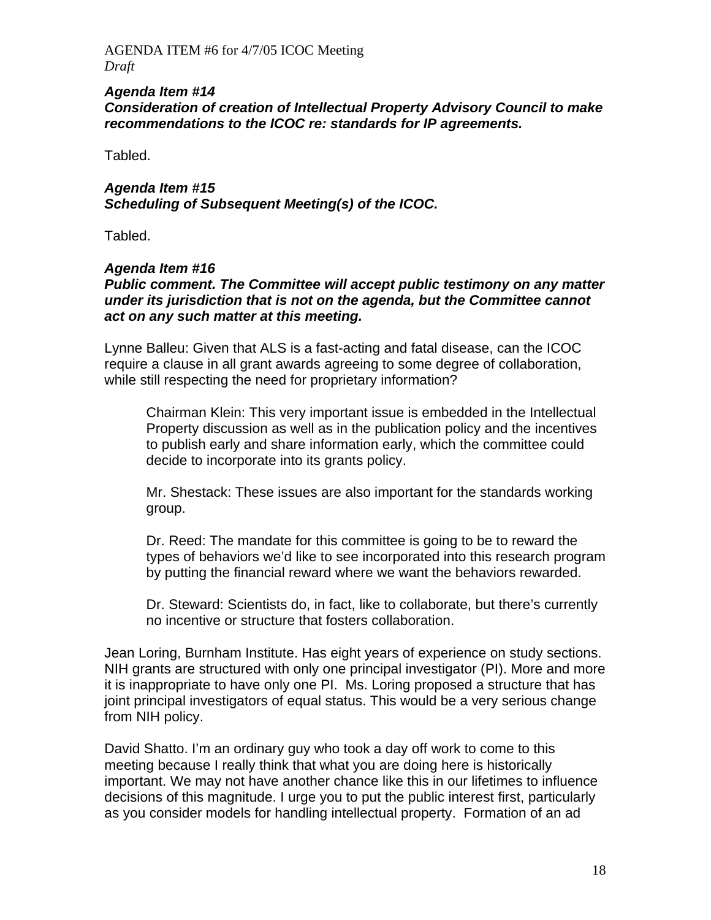***Agenda Item #14***
***Consideration of creation of Intellectual Property Advisory Council to make recommendations to the ICOC re: standards for IP agreements.***

Tabled.

***Agenda Item #15***
***Scheduling of Subsequent Meeting(s) of the ICOC.***

Tabled.

***Agenda Item #16***
***Public comment. The Committee will accept public testimony on any matter under its jurisdiction that is not on the agenda, but the Committee cannot act on any such matter at this meeting.***

Lynne Balleu: Given that ALS is a fast-acting and fatal disease, can the ICOC require a clause in all grant awards agreeing to some degree of collaboration, while still respecting the need for proprietary information?

> Chairman Klein: This very important issue is embedded in the Intellectual Property discussion as well as in the publication policy and the incentives to publish early and share information early, which the committee could decide to incorporate into its grants policy.
>
> Mr. Shestack: These issues are also important for the standards working group.
>
> Dr. Reed: The mandate for this committee is going to be to reward the types of behaviors we'd like to see incorporated into this research program by putting the financial reward where we want the behaviors rewarded.
>
> Dr. Steward: Scientists do, in fact, like to collaborate, but there's currently no incentive or structure that fosters collaboration.

Jean Loring, Burnham Institute. Has eight years of experience on study sections. NIH grants are structured with only one principal investigator (PI). More and more it is inappropriate to have only one PI. Ms. Loring proposed a structure that has joint principal investigators of equal status. This would be a very serious change from NIH policy.

David Shatto. I'm an ordinary guy who took a day off work to come to this meeting because I really think that what you are doing here is historically important. We may not have another chance like this in our lifetimes to influence decisions of this magnitude. I urge you to put the public interest first, particularly as you consider models for handling intellectual property. Formation of an ad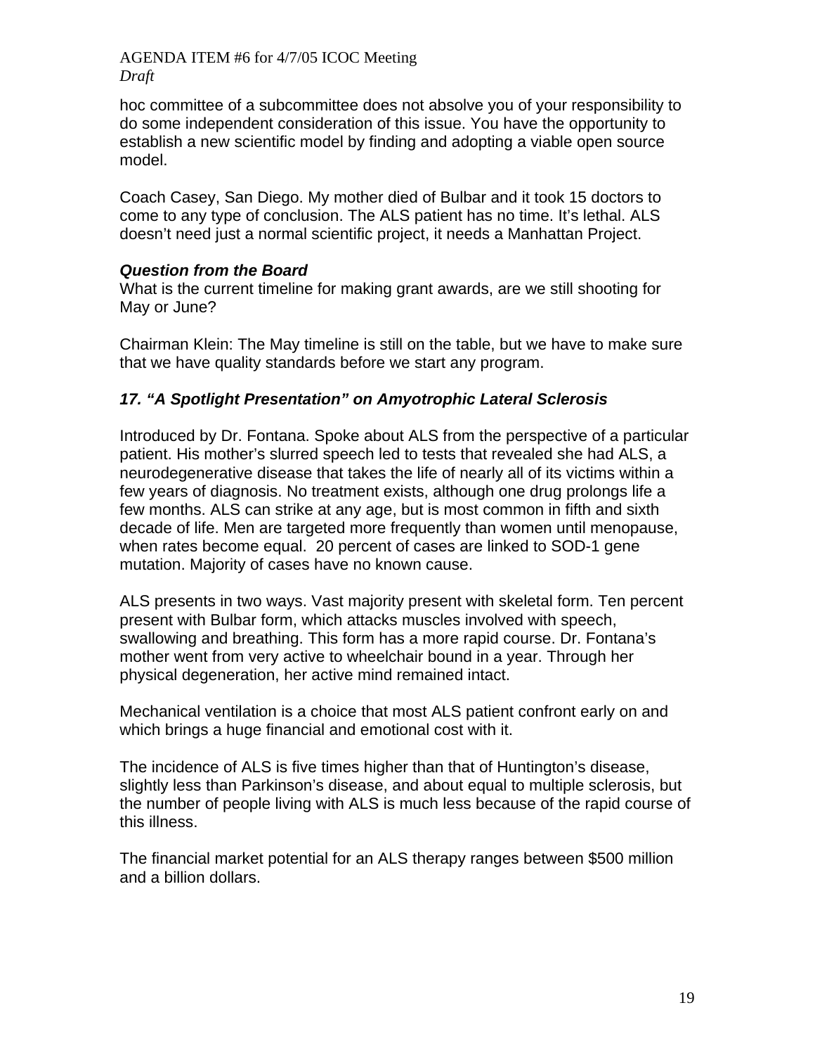hoc committee of a subcommittee does not absolve you of your responsibility to do some independent consideration of this issue. You have the opportunity to establish a new scientific model by finding and adopting a viable open source model.

Coach Casey, San Diego. My mother died of Bulbar and it took 15 doctors to come to any type of conclusion. The ALS patient has no time. It's lethal. ALS doesn't need just a normal scientific project, it needs a Manhattan Project.

***Question from the Board***

What is the current timeline for making grant awards, are we still shooting for May or June?

Chairman Klein: The May timeline is still on the table, but we have to make sure that we have quality standards before we start any program.

### *17. "A Spotlight Presentation" on Amyotrophic Lateral Sclerosis*

Introduced by Dr. Fontana. Spoke about ALS from the perspective of a particular patient. His mother's slurred speech led to tests that revealed she had ALS, a neurodegenerative disease that takes the life of nearly all of its victims within a few years of diagnosis. No treatment exists, although one drug prolongs life a few months. ALS can strike at any age, but is most common in fifth and sixth decade of life. Men are targeted more frequently than women until menopause, when rates become equal. 20 percent of cases are linked to SOD-1 gene mutation. Majority of cases have no known cause.

ALS presents in two ways. Vast majority present with skeletal form. Ten percent present with Bulbar form, which attacks muscles involved with speech, swallowing and breathing. This form has a more rapid course. Dr. Fontana's mother went from very active to wheelchair bound in a year. Through her physical degeneration, her active mind remained intact.

Mechanical ventilation is a choice that most ALS patient confront early on and which brings a huge financial and emotional cost with it.

The incidence of ALS is five times higher than that of Huntington's disease, slightly less than Parkinson's disease, and about equal to multiple sclerosis, but the number of people living with ALS is much less because of the rapid course of this illness.

The financial market potential for an ALS therapy ranges between $500 million and a billion dollars.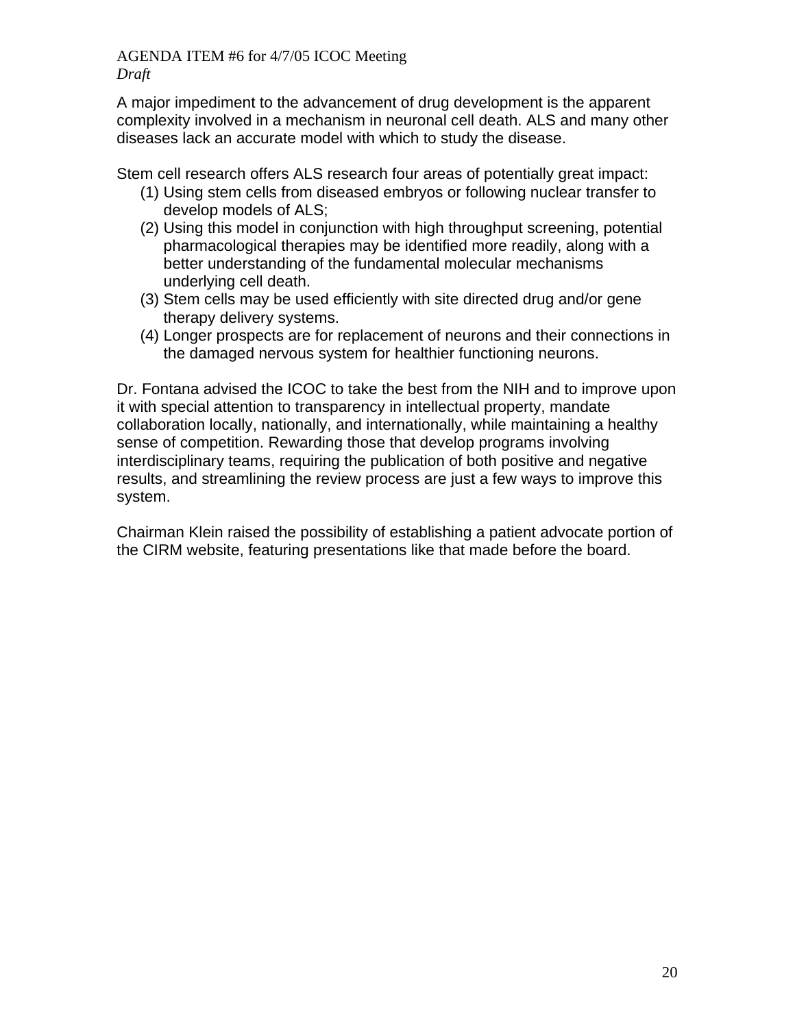A major impediment to the advancement of drug development is the apparent complexity involved in a mechanism in neuronal cell death. ALS and many other diseases lack an accurate model with which to study the disease.

Stem cell research offers ALS research four areas of potentially great impact:

(1) Using stem cells from diseased embryos or following nuclear transfer to develop models of ALS;
(2) Using this model in conjunction with high throughput screening, potential pharmacological therapies may be identified more readily, along with a better understanding of the fundamental molecular mechanisms underlying cell death.
(3) Stem cells may be used efficiently with site directed drug and/or gene therapy delivery systems.
(4) Longer prospects are for replacement of neurons and their connections in the damaged nervous system for healthier functioning neurons.

Dr. Fontana advised the ICOC to take the best from the NIH and to improve upon it with special attention to transparency in intellectual property, mandate collaboration locally, nationally, and internationally, while maintaining a healthy sense of competition. Rewarding those that develop programs involving interdisciplinary teams, requiring the publication of both positive and negative results, and streamlining the review process are just a few ways to improve this system.

Chairman Klein raised the possibility of establishing a patient advocate portion of the CIRM website, featuring presentations like that made before the board.